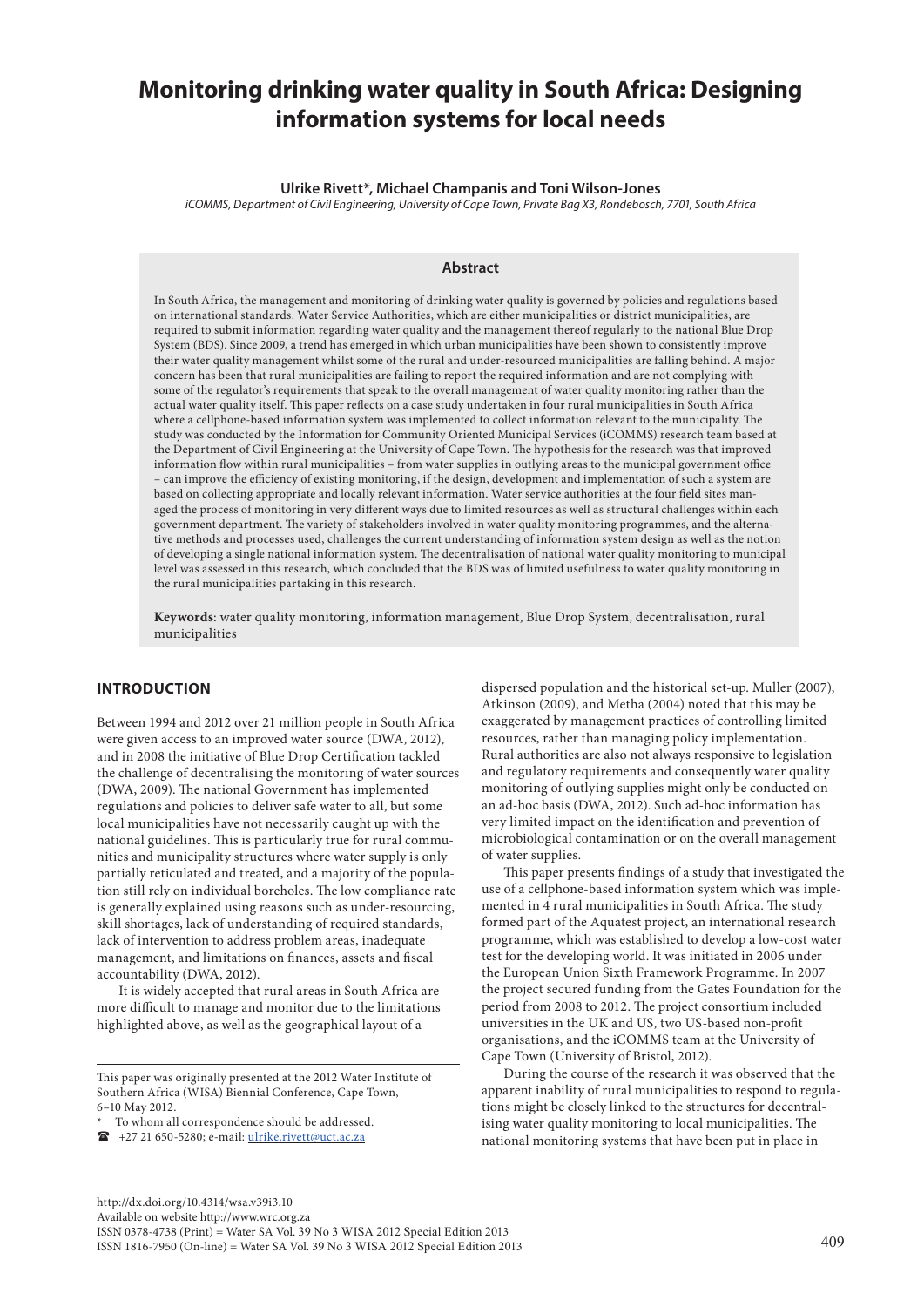# Monitoring drinking water quality in South Africa: Designing information systems for local needs

**Ulrike Rivett*, Michael Champanis and Toni Wilson-Jones**

*iCOMMS, Department of Civil Engineering, University of Cape Town, Private Bag X3, Rondebosch, 7701, South Africa*

## Abstract

In South Africa, the management and monitoring of drinking water quality is governed by policies and regulations based on international standards. Water Service Authorities, which are either municipalities or district municipalities, are required to submit information regarding water quality and the management thereof regularly to the national Blue Drop System (BDS). Since 2009, a trend has emerged in which urban municipalities have been shown to consistently improve their water quality management whilst some of the rural and under-resourced municipalities are falling behind. A major concern has been that rural municipalities are failing to report the required information and are not complying with some of the regulator's requirements that speak to the overall management of water quality monitoring rather than the actual water quality itself. This paper reflects on a case study undertaken in four rural municipalities in South Africa where a cellphone-based information system was implemented to collect information relevant to the municipality. The study was conducted by the Information for Community Oriented Municipal Services (iCOMMS) research team based at the Department of Civil Engineering at the University of Cape Town. The hypothesis for the research was that improved information flow within rural municipalities – from water supplies in outlying areas to the municipal government office – can improve the efficiency of existing monitoring, if the design, development and implementation of such a system are based on collecting appropriate and locally relevant information. Water service authorities at the four field sites managed the process of monitoring in very different ways due to limited resources as well as structural challenges within each government department. The variety of stakeholders involved in water quality monitoring programmes, and the alternative methods and processes used, challenges the current understanding of information system design as well as the notion of developing a single national information system. The decentralisation of national water quality monitoring to municipal level was assessed in this research, which concluded that the BDS was of limited usefulness to water quality monitoring in the rural municipalities partaking in this research.

**Keywords**: water quality monitoring, information management, Blue Drop System, decentralisation, rural municipalities

## INTRODUCTION

Between 1994 and 2012 over 21 million people in South Africa were given access to an improved water source (DWA, 2012), and in 2008 the initiative of Blue Drop Certification tackled the challenge of decentralising the monitoring of water sources (DWA, 2009). The national Government has implemented regulations and policies to deliver safe water to all, but some local municipalities have not necessarily caught up with the national guidelines. This is particularly true for rural communities and municipality structures where water supply is only partially reticulated and treated, and a majority of the population still rely on individual boreholes. The low compliance rate is generally explained using reasons such as under-resourcing, skill shortages, lack of understanding of required standards, lack of intervention to address problem areas, inadequate management, and limitations on finances, assets and fiscal accountability (DWA, 2012).

It is widely accepted that rural areas in South Africa are more difficult to manage and monitor due to the limitations highlighted above, as well as the geographical layout of a dispersed population and the historical set-up. Muller (2007), Atkinson (2009), and Metha (2004) noted that this may be exaggerated by management practices of controlling limited resources, rather than managing policy implementation. Rural authorities are also not always responsive to legislation and regulatory requirements and consequently water quality monitoring of outlying supplies might only be conducted on an ad-hoc basis (DWA, 2012). Such ad-hoc information has very limited impact on the identification and prevention of microbiological contamination or on the overall management of water supplies.

This paper presents findings of a study that investigated the use of a cellphone-based information system which was implemented in 4 rural municipalities in South Africa. The study formed part of the Aquatest project, an international research programme, which was established to develop a low-cost water test for the developing world. It was initiated in 2006 under the European Union Sixth Framework Programme. In 2007 the project secured funding from the Gates Foundation for the period from 2008 to 2012. The project consortium included universities in the UK and US, two US-based non-profit organisations, and the iCOMMS team at the University of Cape Town (University of Bristol, 2012).

During the course of the research it was observed that the apparent inability of rural municipalities to respond to regulations might be closely linked to the structures for decentralising water quality monitoring to local municipalities. The national monitoring systems that have been put in place in

---

This paper was originally presented at the 2012 Water Institute of Southern Africa (WISA) Biennial Conference, Cape Town, 6–10 May 2012.

\* To whom all correspondence should be addressed.

☎ +27 21 650-5280; e-mail: ulrike.rivett@uct.ac.za

http://dx.doi.org/10.4314/wsa.v39i3.10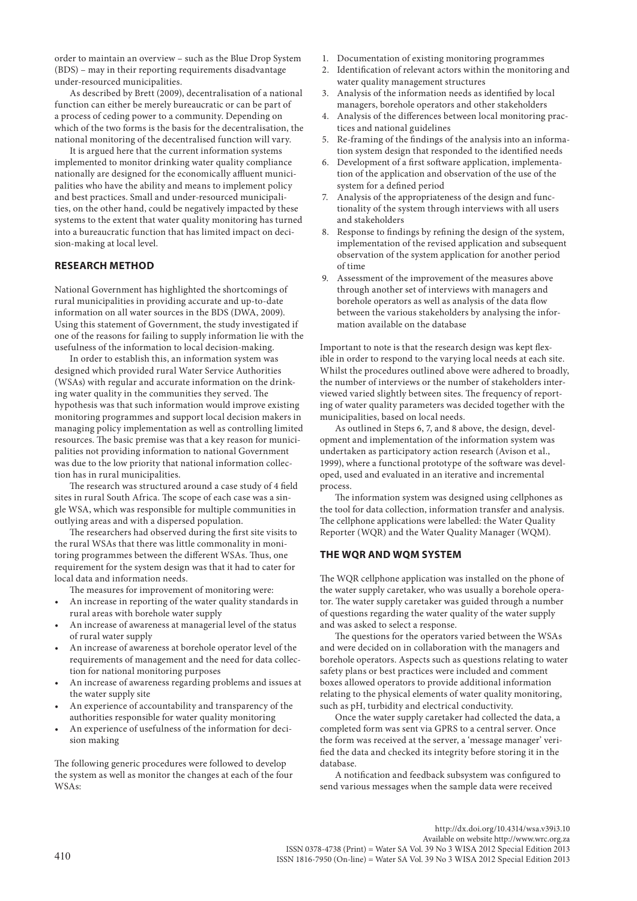order to maintain an overview – such as the Blue Drop System (BDS) – may in their reporting requirements disadvantage under-resourced municipalities.

As described by Brett (2009), decentralisation of a national function can either be merely bureaucratic or can be part of a process of ceding power to a community. Depending on which of the two forms is the basis for the decentralisation, the national monitoring of the decentralised function will vary.

It is argued here that the current information systems implemented to monitor drinking water quality compliance nationally are designed for the economically affluent municipalities who have the ability and means to implement policy and best practices. Small and under-resourced municipalities, on the other hand, could be negatively impacted by these systems to the extent that water quality monitoring has turned into a bureaucratic function that has limited impact on decision-making at local level.

## RESEARCH METHOD

National Government has highlighted the shortcomings of rural municipalities in providing accurate and up-to-date information on all water sources in the BDS (DWA, 2009). Using this statement of Government, the study investigated if one of the reasons for failing to supply information lie with the usefulness of the information to local decision-making.

In order to establish this, an information system was designed which provided rural Water Service Authorities (WSAs) with regular and accurate information on the drinking water quality in the communities they served. The hypothesis was that such information would improve existing monitoring programmes and support local decision makers in managing policy implementation as well as controlling limited resources. The basic premise was that a key reason for municipalities not providing information to national Government was due to the low priority that national information collection has in rural municipalities.

The research was structured around a case study of 4 field sites in rural South Africa. The scope of each case was a single WSA, which was responsible for multiple communities in outlying areas and with a dispersed population.

The researchers had observed during the first site visits to the rural WSAs that there was little commonality in monitoring programmes between the different WSAs. Thus, one requirement for the system design was that it had to cater for local data and information needs.

The measures for improvement of monitoring were:

- An increase in reporting of the water quality standards in rural areas with borehole water supply
- An increase of awareness at managerial level of the status of rural water supply
- An increase of awareness at borehole operator level of the requirements of management and the need for data collection for national monitoring purposes
- An increase of awareness regarding problems and issues at the water supply site
- An experience of accountability and transparency of the authorities responsible for water quality monitoring
- An experience of usefulness of the information for decision making

The following generic procedures were followed to develop the system as well as monitor the changes at each of the four WSAs:

1. Documentation of existing monitoring programmes
2. Identification of relevant actors within the monitoring and water quality management structures
3. Analysis of the information needs as identified by local managers, borehole operators and other stakeholders
4. Analysis of the differences between local monitoring practices and national guidelines
5. Re-framing of the findings of the analysis into an information system design that responded to the identified needs
6. Development of a first software application, implementation of the application and observation of the use of the system for a defined period
7. Analysis of the appropriateness of the design and functionality of the system through interviews with all users and stakeholders
8. Response to findings by refining the design of the system, implementation of the revised application and subsequent observation of the system application for another period of time
9. Assessment of the improvement of the measures above through another set of interviews with managers and borehole operators as well as analysis of the data flow between the various stakeholders by analysing the information available on the database

Important to note is that the research design was kept flexible in order to respond to the varying local needs at each site. Whilst the procedures outlined above were adhered to broadly, the number of interviews or the number of stakeholders interviewed varied slightly between sites. The frequency of reporting of water quality parameters was decided together with the municipalities, based on local needs.

As outlined in Steps 6, 7, and 8 above, the design, development and implementation of the information system was undertaken as participatory action research (Avison et al., 1999), where a functional prototype of the software was developed, used and evaluated in an iterative and incremental process.

The information system was designed using cellphones as the tool for data collection, information transfer and analysis. The cellphone applications were labelled: the Water Quality Reporter (WQR) and the Water Quality Manager (WQM).

## THE WQR AND WQM SYSTEM

The WQR cellphone application was installed on the phone of the water supply caretaker, who was usually a borehole operator. The water supply caretaker was guided through a number of questions regarding the water quality of the water supply and was asked to select a response.

The questions for the operators varied between the WSAs and were decided on in collaboration with the managers and borehole operators. Aspects such as questions relating to water safety plans or best practices were included and comment boxes allowed operators to provide additional information relating to the physical elements of water quality monitoring, such as pH, turbidity and electrical conductivity.

Once the water supply caretaker had collected the data, a completed form was sent via GPRS to a central server. Once the form was received at the server, a 'message manager' verified the data and checked its integrity before storing it in the database.

A notification and feedback subsystem was configured to send various messages when the sample data were received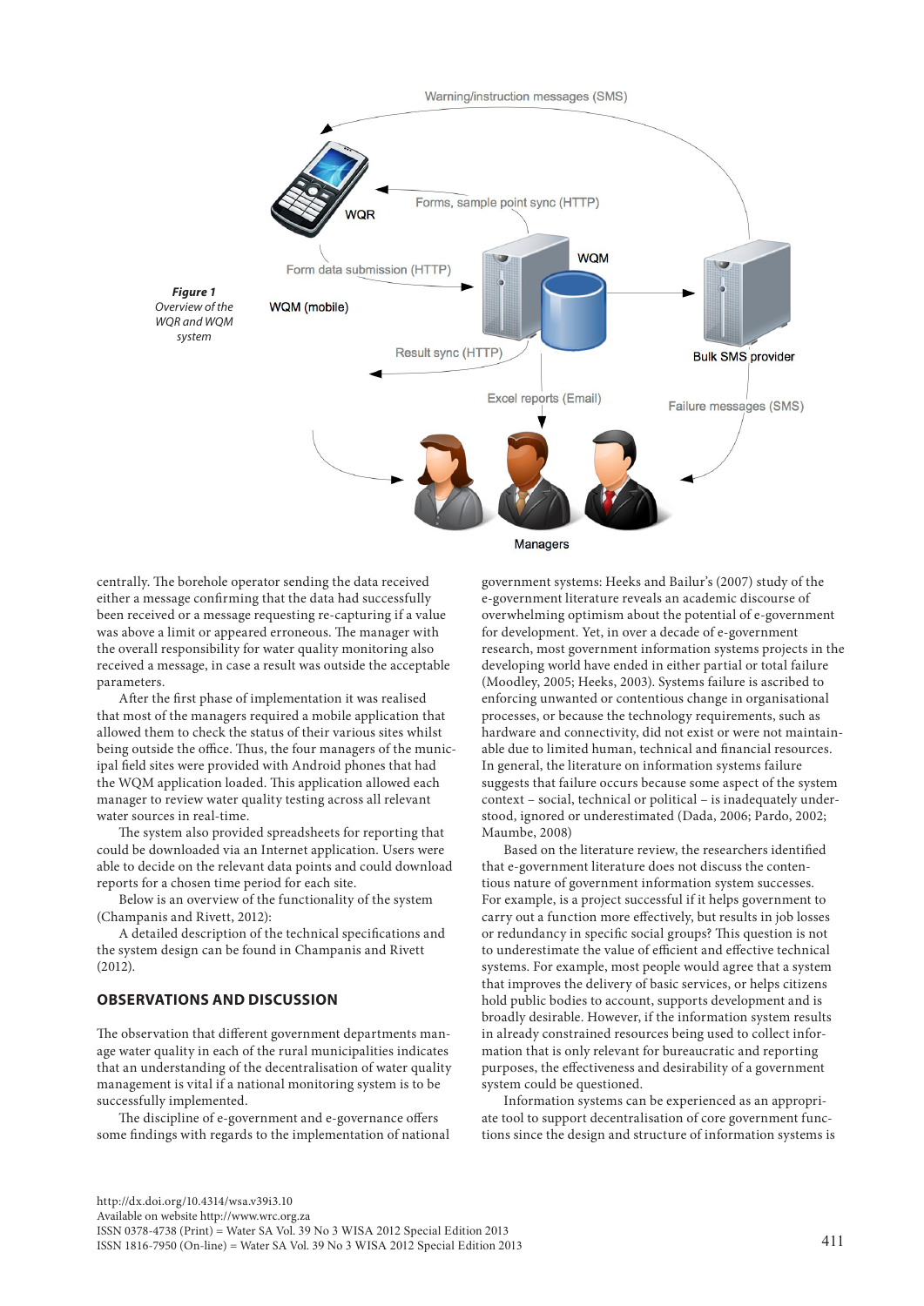**Figure 1**
*Overview of the WQR and WQM system*

centrally. The borehole operator sending the data received either a message confirming that the data had successfully been received or a message requesting re-capturing if a value was above a limit or appeared erroneous. The manager with the overall responsibility for water quality monitoring also received a message, in case a result was outside the acceptable parameters.

After the first phase of implementation it was realised that most of the managers required a mobile application that allowed them to check the status of their various sites whilst being outside the office. Thus, the four managers of the municipal field sites were provided with Android phones that had the WQM application loaded. This application allowed each manager to review water quality testing across all relevant water sources in real-time.

The system also provided spreadsheets for reporting that could be downloaded via an Internet application. Users were able to decide on the relevant data points and could download reports for a chosen time period for each site.

Below is an overview of the functionality of the system (Champanis and Rivett, 2012):

A detailed description of the technical specifications and the system design can be found in Champanis and Rivett (2012).

## OBSERVATIONS AND DISCUSSION

The observation that different government departments manage water quality in each of the rural municipalities indicates that an understanding of the decentralisation of water quality management is vital if a national monitoring system is to be successfully implemented.

The discipline of e-government and e-governance offers some findings with regards to the implementation of national government systems: Heeks and Bailur's (2007) study of the e-government literature reveals an academic discourse of overwhelming optimism about the potential of e-government for development. Yet, in over a decade of e-government research, most government information systems projects in the developing world have ended in either partial or total failure (Moodley, 2005; Heeks, 2003). Systems failure is ascribed to enforcing unwanted or contentious change in organisational processes, or because the technology requirements, such as hardware and connectivity, did not exist or were not maintainable due to limited human, technical and financial resources. In general, the literature on information systems failure suggests that failure occurs because some aspect of the system context – social, technical or political – is inadequately understood, ignored or underestimated (Dada, 2006; Pardo, 2002; Maumbe, 2008)

Based on the literature review, the researchers identified that e-government literature does not discuss the contentious nature of government information system successes. For example, is a project successful if it helps government to carry out a function more effectively, but results in job losses or redundancy in specific social groups? This question is not to underestimate the value of efficient and effective technical systems. For example, most people would agree that a system that improves the delivery of basic services, or helps citizens hold public bodies to account, supports development and is broadly desirable. However, if the information system results in already constrained resources being used to collect information that is only relevant for bureaucratic and reporting purposes, the effectiveness and desirability of a government system could be questioned.

Information systems can be experienced as an appropriate tool to support decentralisation of core government functions since the design and structure of information systems is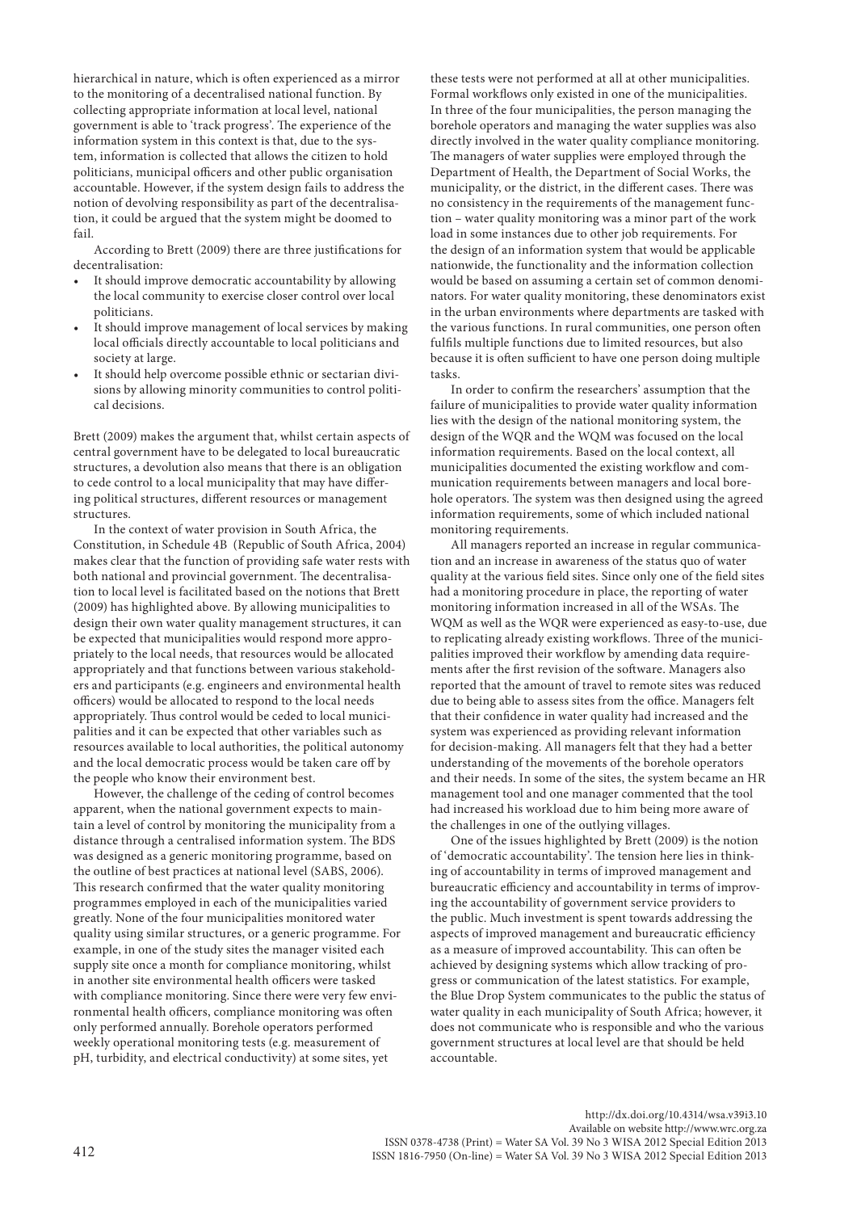hierarchical in nature, which is often experienced as a mirror to the monitoring of a decentralised national function. By collecting appropriate information at local level, national government is able to 'track progress'. The experience of the information system in this context is that, due to the system, information is collected that allows the citizen to hold politicians, municipal officers and other public organisation accountable. However, if the system design fails to address the notion of devolving responsibility as part of the decentralisation, it could be argued that the system might be doomed to fail.

According to Brett (2009) there are three justifications for decentralisation:

- It should improve democratic accountability by allowing the local community to exercise closer control over local politicians.
- It should improve management of local services by making local officials directly accountable to local politicians and society at large.
- It should help overcome possible ethnic or sectarian divisions by allowing minority communities to control political decisions.

Brett (2009) makes the argument that, whilst certain aspects of central government have to be delegated to local bureaucratic structures, a devolution also means that there is an obligation to cede control to a local municipality that may have differing political structures, different resources or management structures.

In the context of water provision in South Africa, the Constitution, in Schedule 4B (Republic of South Africa, 2004) makes clear that the function of providing safe water rests with both national and provincial government. The decentralisation to local level is facilitated based on the notions that Brett (2009) has highlighted above. By allowing municipalities to design their own water quality management structures, it can be expected that municipalities would respond more appropriately to the local needs, that resources would be allocated appropriately and that functions between various stakeholders and participants (e.g. engineers and environmental health officers) would be allocated to respond to the local needs appropriately. Thus control would be ceded to local municipalities and it can be expected that other variables such as resources available to local authorities, the political autonomy and the local democratic process would be taken care off by the people who know their environment best.

However, the challenge of the ceding of control becomes apparent, when the national government expects to maintain a level of control by monitoring the municipality from a distance through a centralised information system. The BDS was designed as a generic monitoring programme, based on the outline of best practices at national level (SABS, 2006). This research confirmed that the water quality monitoring programmes employed in each of the municipalities varied greatly. None of the four municipalities monitored water quality using similar structures, or a generic programme. For example, in one of the study sites the manager visited each supply site once a month for compliance monitoring, whilst in another site environmental health officers were tasked with compliance monitoring. Since there were very few environmental health officers, compliance monitoring was often only performed annually. Borehole operators performed weekly operational monitoring tests (e.g. measurement of pH, turbidity, and electrical conductivity) at some sites, yet these tests were not performed at all at other municipalities. Formal workflows only existed in one of the municipalities. In three of the four municipalities, the person managing the borehole operators and managing the water supplies was also directly involved in the water quality compliance monitoring. The managers of water supplies were employed through the Department of Health, the Department of Social Works, the municipality, or the district, in the different cases. There was no consistency in the requirements of the management function – water quality monitoring was a minor part of the work load in some instances due to other job requirements. For the design of an information system that would be applicable nationwide, the functionality and the information collection would be based on assuming a certain set of common denominators. For water quality monitoring, these denominators exist in the urban environments where departments are tasked with the various functions. In rural communities, one person often fulfils multiple functions due to limited resources, but also because it is often sufficient to have one person doing multiple tasks.

In order to confirm the researchers' assumption that the failure of municipalities to provide water quality information lies with the design of the national monitoring system, the design of the WQR and the WQM was focused on the local information requirements. Based on the local context, all municipalities documented the existing workflow and communication requirements between managers and local borehole operators. The system was then designed using the agreed information requirements, some of which included national monitoring requirements.

All managers reported an increase in regular communication and an increase in awareness of the status quo of water quality at the various field sites. Since only one of the field sites had a monitoring procedure in place, the reporting of water monitoring information increased in all of the WSAs. The WQM as well as the WQR were experienced as easy-to-use, due to replicating already existing workflows. Three of the municipalities improved their workflow by amending data requirements after the first revision of the software. Managers also reported that the amount of travel to remote sites was reduced due to being able to assess sites from the office. Managers felt that their confidence in water quality had increased and the system was experienced as providing relevant information for decision-making. All managers felt that they had a better understanding of the movements of the borehole operators and their needs. In some of the sites, the system became an HR management tool and one manager commented that the tool had increased his workload due to him being more aware of the challenges in one of the outlying villages.

One of the issues highlighted by Brett (2009) is the notion of 'democratic accountability'. The tension here lies in thinking of accountability in terms of improved management and bureaucratic efficiency and accountability in terms of improving the accountability of government service providers to the public. Much investment is spent towards addressing the aspects of improved management and bureaucratic efficiency as a measure of improved accountability. This can often be achieved by designing systems which allow tracking of progress or communication of the latest statistics. For example, the Blue Drop System communicates to the public the status of water quality in each municipality of South Africa; however, it does not communicate who is responsible and who the various government structures at local level are that should be held accountable.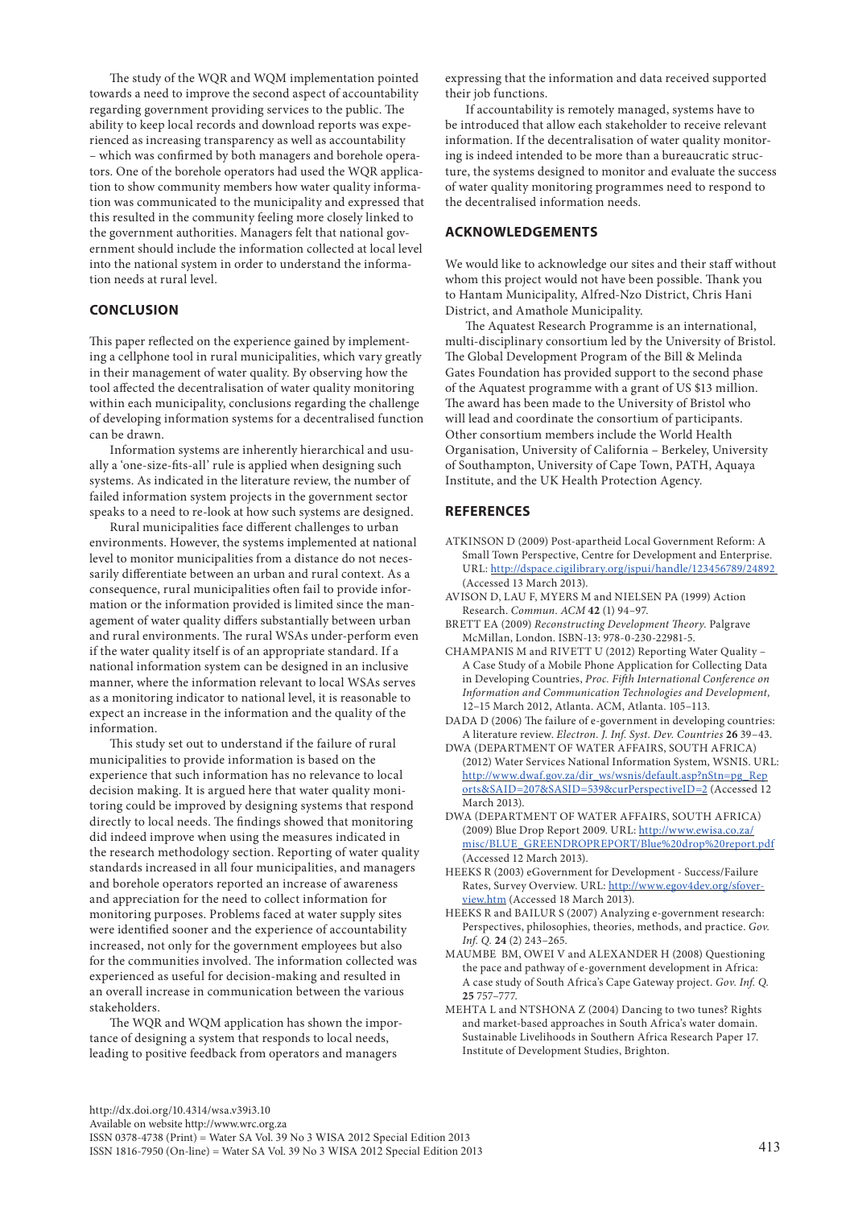The study of the WQR and WQM implementation pointed towards a need to improve the second aspect of accountability regarding government providing services to the public. The ability to keep local records and download reports was experienced as increasing transparency as well as accountability – which was confirmed by both managers and borehole operators. One of the borehole operators had used the WQR application to show community members how water quality information was communicated to the municipality and expressed that this resulted in the community feeling more closely linked to the government authorities. Managers felt that national government should include the information collected at local level into the national system in order to understand the information needs at rural level.

## CONCLUSION

This paper reflected on the experience gained by implementing a cellphone tool in rural municipalities, which vary greatly in their management of water quality. By observing how the tool affected the decentralisation of water quality monitoring within each municipality, conclusions regarding the challenge of developing information systems for a decentralised function can be drawn.

Information systems are inherently hierarchical and usually a 'one-size-fits-all' rule is applied when designing such systems. As indicated in the literature review, the number of failed information system projects in the government sector speaks to a need to re-look at how such systems are designed.

Rural municipalities face different challenges to urban environments. However, the systems implemented at national level to monitor municipalities from a distance do not necessarily differentiate between an urban and rural context. As a consequence, rural municipalities often fail to provide information or the information provided is limited since the management of water quality differs substantially between urban and rural environments. The rural WSAs under-perform even if the water quality itself is of an appropriate standard. If a national information system can be designed in an inclusive manner, where the information relevant to local WSAs serves as a monitoring indicator to national level, it is reasonable to expect an increase in the information and the quality of the information.

This study set out to understand if the failure of rural municipalities to provide information is based on the experience that such information has no relevance to local decision making. It is argued here that water quality monitoring could be improved by designing systems that respond directly to local needs. The findings showed that monitoring did indeed improve when using the measures indicated in the research methodology section. Reporting of water quality standards increased in all four municipalities, and managers and borehole operators reported an increase of awareness and appreciation for the need to collect information for monitoring purposes. Problems faced at water supply sites were identified sooner and the experience of accountability increased, not only for the government employees but also for the communities involved. The information collected was experienced as useful for decision-making and resulted in an overall increase in communication between the various stakeholders.

The WQR and WQM application has shown the importance of designing a system that responds to local needs, leading to positive feedback from operators and managers expressing that the information and data received supported their job functions.

If accountability is remotely managed, systems have to be introduced that allow each stakeholder to receive relevant information. If the decentralisation of water quality monitoring is indeed intended to be more than a bureaucratic structure, the systems designed to monitor and evaluate the success of water quality monitoring programmes need to respond to the decentralised information needs.

## ACKNOWLEDGEMENTS

We would like to acknowledge our sites and their staff without whom this project would not have been possible. Thank you to Hantam Municipality, Alfred-Nzo District, Chris Hani District, and Amathole Municipality.

The Aquatest Research Programme is an international, multi-disciplinary consortium led by the University of Bristol. The Global Development Program of the Bill & Melinda Gates Foundation has provided support to the second phase of the Aquatest programme with a grant of US $13 million. The award has been made to the University of Bristol who will lead and coordinate the consortium of participants. Other consortium members include the World Health Organisation, University of California – Berkeley, University of Southampton, University of Cape Town, PATH, Aquaya Institute, and the UK Health Protection Agency.

## REFERENCES

ATKINSON D (2009) Post-apartheid Local Government Reform: A Small Town Perspective, Centre for Development and Enterprise. URL: http://dspace.cigilibrary.org/jspui/handle/123456789/24892 (Accessed 13 March 2013).

AVISON D, LAU F, MYERS M and NIELSEN PA (1999) Action Research. *Commun. ACM* **42** (1) 94–97.

BRETT EA (2009) *Reconstructing Development Theory.* Palgrave McMillan, London. ISBN-13: 978-0-230-22981-5.

CHAMPANIS M and RIVETT U (2012) Reporting Water Quality – A Case Study of a Mobile Phone Application for Collecting Data in Developing Countries, *Proc. Fifth International Conference on Information and Communication Technologies and Development,* 12–15 March 2012, Atlanta. ACM, Atlanta. 105–113.

DADA D (2006) The failure of e-government in developing countries: A literature review. *Electron. J. Inf. Syst. Dev. Countries* **26** 39–43.

DWA (DEPARTMENT OF WATER AFFAIRS, SOUTH AFRICA) (2012) Water Services National Information System, WSNIS. URL: http://www.dwaf.gov.za/dir_ws/wsnis/default.asp?nStn=pg_Reports&SAID=207&SASID=539&curPerspectiveID=2 (Accessed 12 March 2013).

DWA (DEPARTMENT OF WATER AFFAIRS, SOUTH AFRICA) (2009) Blue Drop Report 2009. URL: http://www.ewisa.co.za/misc/BLUE_GREENDROPREPORT/Blue%20drop%20report.pdf (Accessed 12 March 2013).

HEEKS R (2003) eGovernment for Development - Success/Failure Rates, Survey Overview. URL: http://www.egov4dev.org/sfoverview.htm (Accessed 18 March 2013).

HEEKS R and BAILUR S (2007) Analyzing e-government research: Perspectives, philosophies, theories, methods, and practice. *Gov. Inf. Q.* **24** (2) 243–265.

MAUMBE BM, OWEI V and ALEXANDER H (2008) Questioning the pace and pathway of e-government development in Africa: A case study of South Africa's Cape Gateway project. *Gov. Inf. Q.* **25** 757–777.

MEHTA L and NTSHONA Z (2004) Dancing to two tunes? Rights and market-based approaches in South Africa's water domain. Sustainable Livelihoods in Southern Africa Research Paper 17. Institute of Development Studies, Brighton.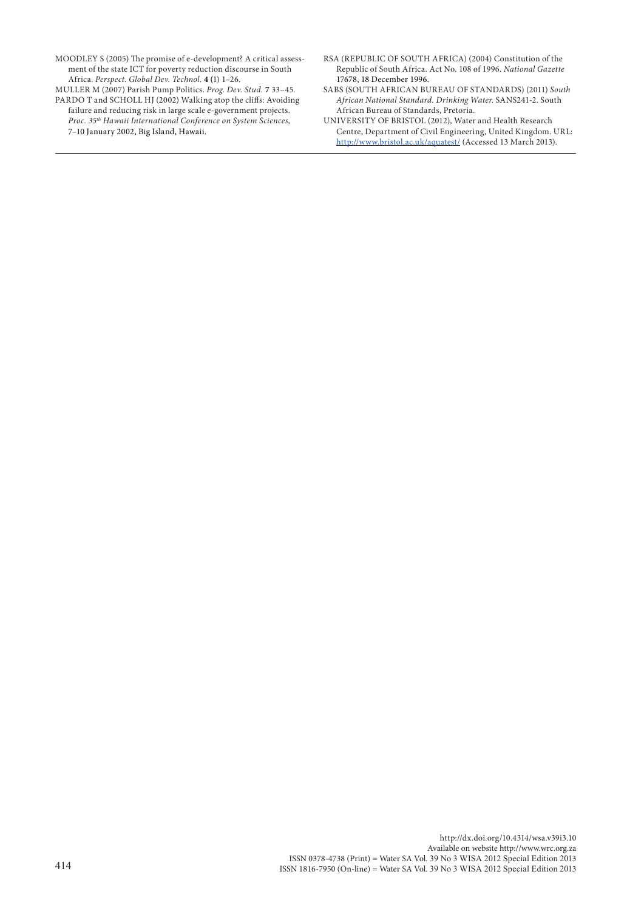MOODLEY S (2005) The promise of e-development? A critical assessment of the state ICT for poverty reduction discourse in South Africa. *Perspect. Global Dev. Technol.* **4** (1) 1–26.

MULLER M (2007) Parish Pump Politics. *Prog. Dev. Stud.* **7** 33–45.

PARDO T and SCHOLL HJ (2002) Walking atop the cliffs: Avoiding failure and reducing risk in large scale e-government projects. *Proc. 35th Hawaii International Conference on System Sciences,* 7–10 January 2002, Big Island, Hawaii.

RSA (REPUBLIC OF SOUTH AFRICA) (2004) Constitution of the Republic of South Africa. Act No. 108 of 1996. *National Gazette* 17678, 18 December 1996.

SABS (SOUTH AFRICAN BUREAU OF STANDARDS) (2011) *South African National Standard. Drinking Water.* SANS241-2. South African Bureau of Standards, Pretoria.

UNIVERSITY OF BRISTOL (2012), Water and Health Research Centre, Department of Civil Engineering, United Kingdom. URL: http://www.bristol.ac.uk/aquatest/ (Accessed 13 March 2013).